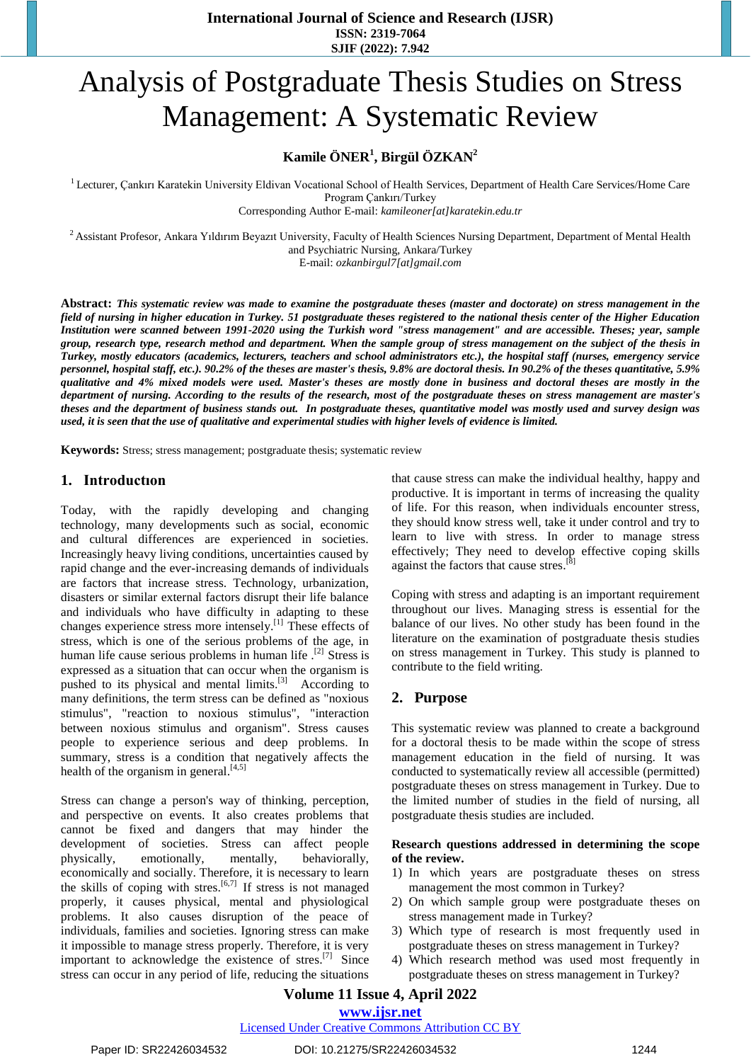# Analysis of Postgraduate Thesis Studies on Stress Management: A Systematic Review

**Kamile ÖNER[1], Birgül ÖZKAN[2]**

[1] Lecturer, Çankırı Karatekin University Eldivan Vocational School of Health Services, Department of Health Care Services/Home Care Program Çankırı/Turkey
Corresponding Author E-mail: *kamileoner[at]karatekin.edu.tr*

[2] Assistant Profesor, Ankara Yıldırım Beyazıt University, Faculty of Health Sciences Nursing Department, Department of Mental Health and Psychiatric Nursing, Ankara/Turkey
E-mail: *ozkanbirgul7[at]gmail.com*

**Abstract:** ***This systematic review was made to examine the postgraduate theses (master and doctorate) on stress management in the field of nursing in higher education in Turkey. 51 postgraduate theses registered to the national thesis center of the Higher Education Institution were scanned between 1991-2020 using the Turkish word "stress management" and are accessible. Theses; year, sample group, research type, research method and department. When the sample group of stress management on the subject of the thesis in Turkey, mostly educators (academics, lecturers, teachers and school administrators) are the hospital staff (nurses, emergency service personnel, hospital staff, etc.). 90.2% of the theses are master's thesis, 9.8% are doctoral thesis. In 90.2% of the theses quantitative, 5.9% qualitative and 4% mixed models were used. Master's theses are mostly done in business and doctoral theses are mostly in the department of nursing. According to the results of the research, most of the postgraduate theses on stress management are master's theses and the department of business stands out. In postgraduate theses, quantitative model was mostly used and survey design was used, it is seen that the use of qualitative and experimental studies with higher levels of evidence is limited.***

**Keywords:** Stress; stress management; postgraduate thesis; systematic review

## 1. Introductıon

Today, with the rapidly developing and changing technology, many developments such as social, economic and cultural differences are experienced in societies. Increasingly heavy living conditions, uncertainties caused by rapid change and the ever-increasing demands of individuals are factors that increase stress. Technology, urbanization, disasters or similar external factors disrupt their life balance and individuals who have difficulty in adapting to these changes experience stress more intensely.[1] These effects of stress, which is one of the serious problems of the age, in human life cause serious problems in human life .[2] Stress is expressed as a situation that can occur when the organism is pushed to its physical and mental limits.[3] According to many definitions, the term stress can be defined as "noxious stimulus", "reaction to noxious stimulus", "interaction between noxious stimulus and organism". Stress causes people to experience serious and deep problems. In summary, stress is a condition that negatively affects the health of the organism in general.[4,5]

Stress can change a person's way of thinking, perception, and perspective on events. It also creates problems that cannot be fixed and dangers that may hinder the development of societies. Stress can affect people physically, emotionally, mentally, behaviorally, economically and socially. Therefore, it is necessary to learn the skills of coping with stres.[6,7] If stress is not managed properly, it causes physical, mental and physiological problems. It also causes disruption of the peace of individuals, families and societies. Ignoring stress can make it impossible to manage stress properly. Therefore, it is very important to acknowledge the existence of stres.[7] Since stress can occur in any period of life, reducing the situations that cause stress can make the individual healthy, happy and productive. It is important in terms of increasing the quality of life. For this reason, when individuals encounter stress, they should know stress well, take it under control and try to learn to live with stress. In order to manage stress effectively; They need to develop effective coping skills against the factors that cause stres.[8]

Coping with stress and adapting is an important requirement throughout our lives. Managing stress is essential for the balance of our lives. No other study has been found in the literature on the examination of postgraduate thesis studies on stress management in Turkey. This study is planned to contribute to the field writing.

## 2. Purpose

This systematic review was planned to create a background for a doctoral thesis to be made within the scope of stress management education in the field of nursing. It was conducted to systematically review all accessible (permitted) postgraduate theses on stress management in Turkey. Due to the limited number of studies in the field of nursing, all postgraduate thesis studies are included.

**Research questions addressed in determining the scope of the review.**

1) In which years are postgraduate theses on stress management the most common in Turkey?
2) On which sample group were postgraduate theses on stress management made in Turkey?
3) Which type of research is most frequently used in postgraduate theses on stress management in Turkey?
4) Which research method was used most frequently in postgraduate theses on stress management in Turkey?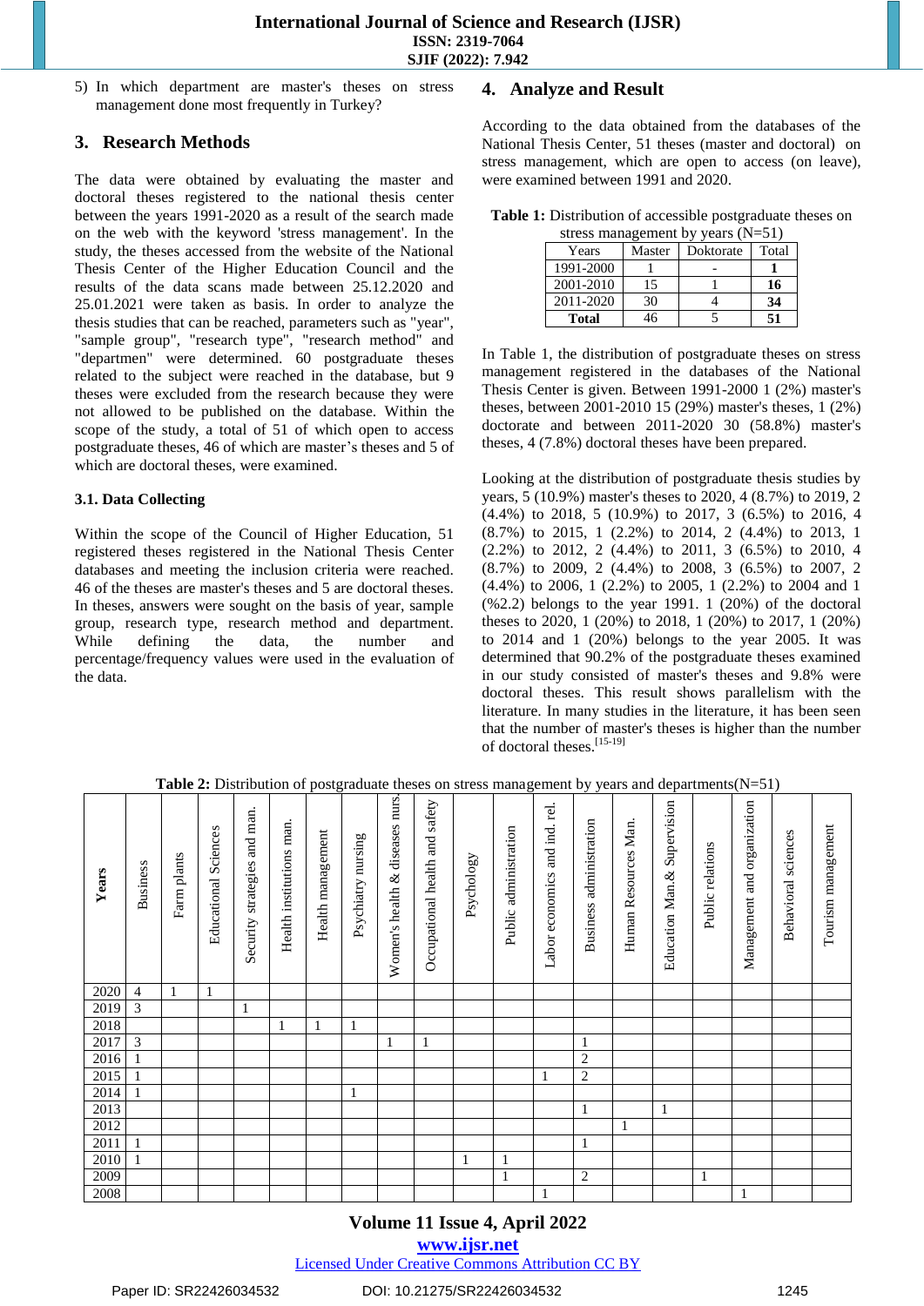5) In which department are master's theses on stress management done most frequently in Turkey?

## 3. Research Methods

The data were obtained by evaluating the master and doctoral theses registered to the national thesis center between the years 1991-2020 as a result of the search made on the web with the keyword 'stress management'. In the study, the theses accessed from the website of the National Thesis Center of the Higher Education Council and the results of the data scans made between 25.12.2020 and 25.01.2021 were taken as basis. In order to analyze the thesis studies that can be reached, parameters such as "year", "sample group", "research type", "research method" and "departmen" were determined. 60 postgraduate theses related to the subject were reached in the database, but 9 theses were excluded from the research because they were not allowed to be published on the database. Within the scope of the study, a total of 51 of which open to access postgraduate theses, 46 of which are master's theses and 5 of which are doctoral theses, were examined.

### 3.1. Data Collecting

Within the scope of the Council of Higher Education, 51 registered theses registered in the National Thesis Center databases and meeting the inclusion criteria were reached. 46 of the theses are master's theses and 5 are doctoral theses. In theses, answers were sought on the basis of year, sample group, research type, research method and department. While defining the data, the number and percentage/frequency values were used in the evaluation of the data.

## 4. Analyze and Result

According to the data obtained from the databases of the National Thesis Center, 51 theses (master and doctoral) on stress management, which are open to access (on leave), were examined between 1991 and 2020.

**Table 1:** Distribution of accessible postgraduate theses on stress management by years (N=51)

| Years | Master | Doktorate | Total |
|---|---|---|---|
| 1991-2000 | 1 | - | **1** |
| 2001-2010 | 15 | 1 | **16** |
| 2011-2020 | 30 | 4 | **34** |
| **Total** | 46 | 5 | **51** |

In Table 1, the distribution of postgraduate theses on stress management registered in the databases of the National Thesis Center is given. Between 1991-2000 1 (2%) master's theses, between 2001-2010 15 (29%) master's theses, 1 (2%) doctorate and between 2011-2020 30 (58.8%) master's theses, 4 (7.8%) doctoral theses have been prepared.

Looking at the distribution of postgraduate thesis studies by years, 5 (10.9%) master's theses to 2020, 4 (8.7%) to 2019, 2 (4.4%) to 2018, 5 (10.9%) to 2017, 3 (6.5%) to 2016, 4 (8.7%) to 2015, 1 (2.2%) to 2014, 2 (4.4%) to 2013, 1 (2.2%) to 2012, 2 (4.4%) to 2011, 3 (6.5%) to 2010, 4 (8.7%) to 2009, 2 (4.4%) to 2008, 3 (6.5%) to 2007, 2 (4.4%) to 2006, 1 (2.2%) to 2005, 1 (2.2%) to 2004 and 1 (%2.2) belongs to the year 1991. 1 (20%) of the doctoral theses to 2020, 1 (20%) to 2018, 1 (20%) to 2017, 1 (20%) to 2014 and 1 (20%) belongs to the year 2005. It was determined that 90.2% of the postgraduate theses examined in our study consisted of master's theses and 9.8% were doctoral theses. This result shows parallelism with the literature. In many studies in the literature, it has been seen that the number of master's theses is higher than the number of doctoral theses.[15-19]

**Table 2:** Distribution of postgraduate theses on stress management by years and departments(N=51)

| Years | Business | Farm plants | Educational Sciences | Security strategies and man. | Health institutions man. | Health management | Psychiatry nursing | Women's health & diseases nurs. | Occupational health and safety | Psychology | Public administration | Labor economics and ind. rel. | Business administration | Human Resources Man. | Education Man.& Supervision | Public relations | Management and organization | Behavioral sciences | Tourism management |
|---|---|---|---|---|---|---|---|---|---|---|---|---|---|---|---|---|---|---|---|
| 2020 | 4 | 1 | 1 | | | | | | | | | | | | | | | | |
| 2019 | 3 | | | 1 | | | | | | | | | | | | | | | |
| 2018 | | | | | 1 | 1 | 1 | | | | | | | | | | | | |
| 2017 | 3 | | | | | | | 1 | 1 | | | | 1 | | | | | | |
| 2016 | 1 | | | | | | | | | | | | 2 | | | | | | |
| 2015 | 1 | | | | | | | | | | | 1 | 2 | | | | | | |
| 2014 | 1 | | | | | | 1 | | | | | | | | | | | | |
| 2013 | | | | | | | | | | | | | 1 | | 1 | | | | |
| 2012 | | | | | | | | | | | | | | 1 | | | | | |
| 2011 | 1 | | | | | | | | | | | | 1 | | | | | | |
| 2010 | 1 | | | | | | | | | 1 | 1 | | | | | | | | |
| 2009 | | | | | | | | | | | 1 | | 2 | | | 1 | | | |
| 2008 | | | | | | | | | | | | 1 | | | | | 1 | | |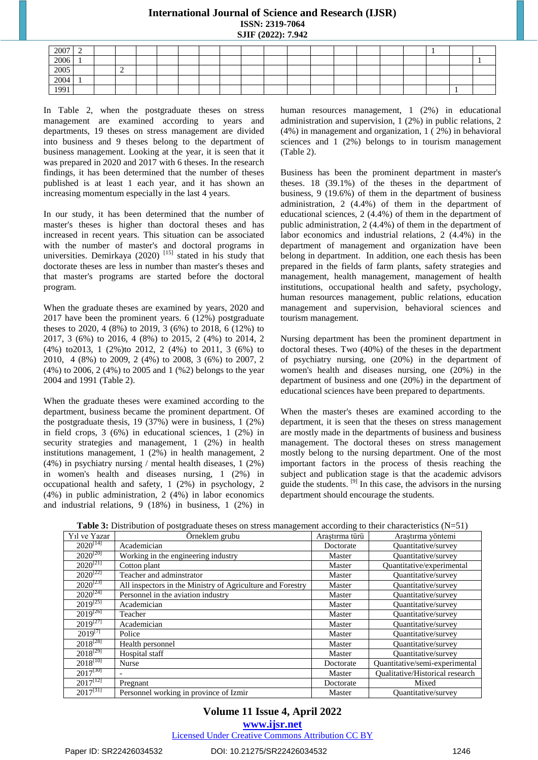| | | | | | | | | | | | | | | | | | | | |
|---|---|---|---|---|---|---|---|---|---|---|---|---|---|---|---|---|---|---|---|
| 2007 | 2 | | | | | | | | | | | | | | | | 1 | | |
| 2006 | 1 | | | | | | | | | | | | | | | | | | 1 |
| 2005 | | | 2 | | | | | | | | | | | | | | | | |
| 2004 | 1 | | | | | | | | | | | | | | | | | | |
| 1991 | | | | | | | | | | | | | | | | | | 1 | |

In Table 2, when the postgraduate theses on stress management are examined according to years and departments, 19 theses on stress management are divided into business and 9 theses belong to the department of business management. Looking at the year, it is seen that it was prepared in 2020 and 2017 with 6 theses. In the research findings, it has been determined that the number of theses published is at least 1 each year, and it has shown an increasing momentum especially in the last 4 years.

In our study, it has been determined that the number of master's theses is higher than doctoral theses and has increased in recent years. This situation can be associated with the number of master's and doctoral programs in universities. Demirkaya (2020) [15] stated in his study that doctorate theses are less in number than master's theses and that master's programs are started before the doctoral program.

When the graduate theses are examined by years, 2020 and 2017 have been the prominent years. 6 (12%) postgraduate theses to 2020, 4 (8%) to 2019, 3 (6%) to 2018, 6 (12%) to 2017, 3 (6%) to 2016, 4 (8%) to 2015, 2 (4%) to 2014, 2 (4%) to2013, 1 (2%)to 2012, 2 (4%) to 2011, 3 (6%) to 2010, 4 (8%) to 2009, 2 (4%) to 2008, 3 (6%) to 2007, 2 (4%) to 2006, 2 (4%) to 2005 and 1 (%2) belongs to the year 2004 and 1991 (Table 2).

When the graduate theses were examined according to the department, business became the prominent department. Of the postgraduate thesis, 19 (37%) were in business, 1 (2%) in field crops, 3 (6%) in educational sciences, 1 (2%) in security strategies and management, 1 (2%) in health institutions management, 1 (2%) in health management, 2 (4%) in psychiatry nursing / mental health diseases, 1 (2%) in women's health and diseases nursing, 1 (2%) in occupational health and safety, 1 (2%) in psychology, 2 (4%) in public administration, 2 (4%) in labor economics and industrial relations, 9 (18%) in business, 1 (2%) in human resources management, 1 (2%) in educational administration and supervision, 1 (2%) in public relations, 2 (4%) in management and organization, 1 ( 2%) in behavioral sciences and 1 (2%) belongs to in tourism management (Table 2).

Business has been the prominent department in master's theses. 18 (39.1%) of the theses in the department of business, 9 (19.6%) of them in the department of business administration, 2 (4.4%) of them in the department of educational sciences, 2 (4.4%) of them in the department of public administration, 2 (4.4%) of them in the department of labor economics and industrial relations, 2 (4.4%) in the department of management and organization have been belong in department. In addition, one each thesis has been prepared in the fields of farm plants, safety strategies and management, health management, management of health institutions, occupational health and safety, psychology, human resources management, public relations, education management and supervision, behavioral sciences and tourism management.

Nursing department has been the prominent department in doctoral theses. Two (40%) of the theses in the department of psychiatry nursing, one (20%) in the department of women's health and diseases nursing, one (20%) in the department of business and one (20%) in the department of educational sciences have been prepared to departments.

When the master's theses are examined according to the department, it is seen that the theses on stress management are mostly made in the departments of business and business management. The doctoral theses on stress management mostly belong to the nursing department. One of the most important factors in the process of thesis reaching the subject and publication stage is that the academic advisors guide the students. [9] In this case, the advisors in the nursing department should encourage the students.

**Table 3:** Distribution of postgraduate theses on stress management according to their characteristics (N=51)

| Yıl ve Yazar | Örneklem grubu | Araştırma türü | Araştırma yöntemi |
|---|---|---|---|
| 2020[14] | Academician | Doctorate | Quantitative/survey |
| 2020[20] | Working in the engineering industry | Master | Quantitative/survey |
| 2020[21] | Cotton plant | Master | Quantitative/experimental |
| 2020[22] | Teacher and adminstrator | Master | Quantitative/survey |
| 2020[23] | All inspectors in the Ministry of Agriculture and Forestry | Master | Quantitative/survey |
| 2020[24] | Personnel in the aviation industry | Master | Quantitative/survey |
| 2019[25] | Academician | Master | Quantitative/survey |
| 2019[26] | Teacher | Master | Quantitative/survey |
| 2019[27] | Academician | Master | Quantitative/survey |
| 2019[7] | Police | Master | Quantitative/survey |
| 2018[28] | Health personnel | Master | Quantitative/survey |
| 2018[29] | Hospital staff | Master | Quantitative/survey |
| 2018[10] | Nurse | Doctorate | Quantitative/semi-experimental |
| 2017[30] | - | Master | Qualitative/Historical research |
| 2017[12] | Pregnant | Doctorate | Mixed |
| 2017[31] | Personnel working in province of Izmir | Master | Quantitative/survey |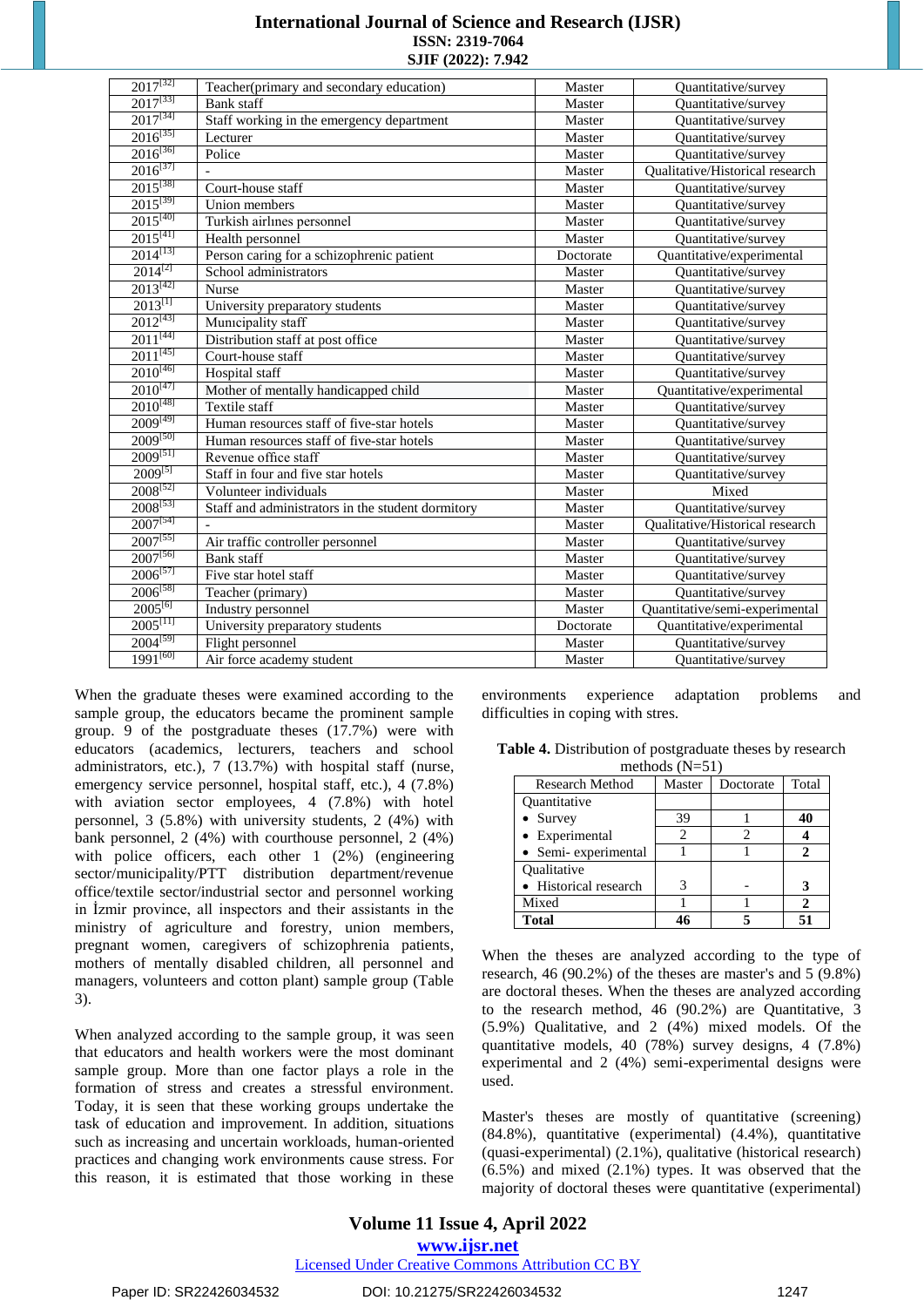| | | | |
|---|---|---|---|
| 2017[32] | Teacher(primary and secondary education) | Master | Quantitative/survey |
| 2017[33] | Bank staff | Master | Quantitative/survey |
| 2017[34] | Staff working in the emergency department | Master | Quantitative/survey |
| 2016[35] | Lecturer | Master | Quantitative/survey |
| 2016[36] | Police | Master | Quantitative/survey |
| 2016[37] | - | Master | Qualitative/Historical research |
| 2015[38] | Court-house staff | Master | Quantitative/survey |
| 2015[39] | Union members | Master | Quantitative/survey |
| 2015[40] | Turkish airlınes personnel | Master | Quantitative/survey |
| 2015[41] | Health personnel | Master | Quantitative/survey |
| 2014[13] | Person caring for a schizophrenic patient | Doctorate | Quantitative/experimental |
| 2014[2] | School administrators | Master | Quantitative/survey |
| 2013[42] | Nurse | Master | Quantitative/survey |
| 2013[1] | University preparatory students | Master | Quantitative/survey |
| 2012[43] | Municipality staff | Master | Quantitative/survey |
| 2011[44] | Distribution staff at post office | Master | Quantitative/survey |
| 2011[45] | Court-house staff | Master | Quantitative/survey |
| 2010[46] | Hospital staff | Master | Quantitative/survey |
| 2010[47] | Mother of mentally handicapped child | Master | Quantitative/experimental |
| 2010[48] | Textile staff | Master | Quantitative/survey |
| 2009[49] | Human resources staff of five-star hotels | Master | Quantitative/survey |
| 2009[50] | Human resources staff of five-star hotels | Master | Quantitative/survey |
| 2009[51] | Revenue office staff | Master | Quantitative/survey |
| 2009[5] | Staff in four and five star hotels | Master | Quantitative/survey |
| 2008[52] | Volunteer individuals | Master | Mixed |
| 2008[53] | Staff and administrators in the student dormitory | Master | Quantitative/survey |
| 2007[54] | - | Master | Qualitative/Historical research |
| 2007[55] | Air traffic controller personnel | Master | Quantitative/survey |
| 2007[56] | Bank staff | Master | Quantitative/survey |
| 2006[57] | Five star hotel staff | Master | Quantitative/survey |
| 2006[58] | Teacher (primary) | Master | Quantitative/survey |
| 2005[6] | Industry personnel | Master | Quantitative/semi-experimental |
| 2005[11] | University preparatory students | Doctorate | Quantitative/experimental |
| 2004[59] | Flight personnel | Master | Quantitative/survey |
| 1991[60] | Air force academy student | Master | Quantitative/survey |

When the graduate theses were examined according to the sample group, the educators became the prominent sample group. 9 of the postgraduate theses (17.7%) were with educators (academics, lecturers, teachers and school administrators, etc.), 7 (13.7%) with hospital staff (nurse, emergency service personnel, hospital staff, etc.), 4 (7.8%) with aviation sector employees, 4 (7.8%) with hotel personnel, 3 (5.8%) with university students, 2 (4%) with bank personnel, 2 (4%) with courthouse personnel, 2 (4%) with police officers, each other 1 (2%) (engineering sector/municipality/PTT distribution department/revenue office/textile sector/industrial sector and personnel working in İzmir province, all inspectors and their assistants in the ministry of agriculture and forestry, union members, pregnant women, caregivers of schizophrenia patients, mothers of mentally disabled children, all personnel and managers, volunteers and cotton plant) sample group (Table 3).

When analyzed according to the sample group, it was seen that educators and health workers were the most dominant sample group. More than one factor plays a role in the formation of stress and creates a stressful environment. Today, it is seen that these working groups undertake the task of education and improvement. In addition, situations such as increasing and uncertain workloads, human-oriented practices and changing work environments cause stress. For this reason, it is estimated that those working in these environments experience adaptation problems and difficulties in coping with stres.

**Table 4.** Distribution of postgraduate theses by research methods (N=51)

| Research Method | Master | Doctorate | Total |
|---|---|---|---|
| Quantitative | | | |
| • Survey | 39 | 1 | **40** |
| • Experimental | 2 | 2 | **4** |
| • Semi- experimental | 1 | 1 | **2** |
| Qualitative | | | |
| • Historical research | 3 | - | **3** |
| Mixed | 1 | 1 | **2** |
| **Total** | **46** | **5** | **51** |

When the theses are analyzed according to the type of research, 46 (90.2%) of the theses are master's and 5 (9.8%) are doctoral theses. When the theses are analyzed according to the research method, 46 (90.2%) are Quantitative, 3 (5.9%) Qualitative, and 2 (4%) mixed models. Of the quantitative models, 40 (78%) survey designs, 4 (7.8%) experimental and 2 (4%) semi-experimental designs were used.

Master's theses are mostly of quantitative (screening) (84.8%), quantitative (experimental) (4.4%), quantitative (quasi-experimental) (2.1%), qualitative (historical research) (6.5%) and mixed (2.1%) types. It was observed that the majority of doctoral theses were quantitative (experimental)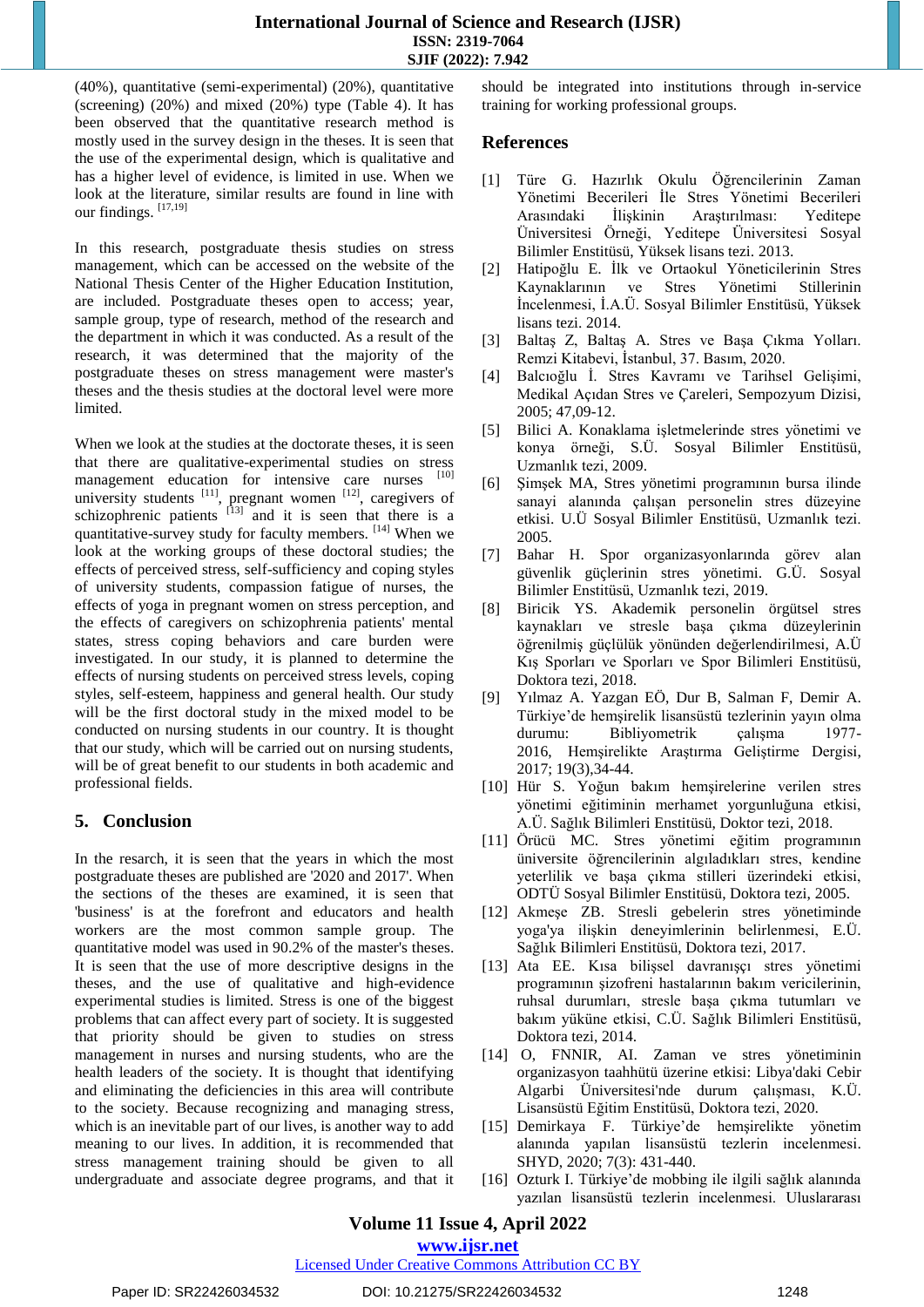(40%), quantitative (semi-experimental) (20%), quantitative (screening) (20%) and mixed (20%) type (Table 4). It has been observed that the quantitative research method is mostly used in the survey design in the theses. It is seen that the use of the experimental design, which is qualitative and has a higher level of evidence, is limited in use. When we look at the literature, similar results are found in line with our findings. [17,19]

In this research, postgraduate thesis studies on stress management, which can be accessed on the website of the National Thesis Center of the Higher Education Institution, are included. Postgraduate theses open to access; year, sample group, type of research, method of the research and the department in which it was conducted. As a result of the research, it was determined that the majority of the postgraduate theses on stress management were master's theses and the thesis studies at the doctoral level were more limited.

When we look at the studies at the doctorate theses, it is seen that there are qualitative-experimental studies on stress management education for intensive care nurses [10] university students [11], pregnant women [12], caregivers of schizophrenic patients [13] and it is seen that there is a quantitative-survey study for faculty members. [14] When we look at the working groups of these doctoral studies; the effects of perceived stress, self-sufficiency and coping styles of university students, compassion fatigue of nurses, the effects of yoga in pregnant women on stress perception, and the effects of caregivers on schizophrenia patients' mental states, stress coping behaviors and care burden were investigated. In our study, it is planned to determine the effects of nursing students on perceived stress levels, coping styles, self-esteem, happiness and general health. Our study will be the first doctoral study in the mixed model to be conducted on nursing students in our country. It is thought that our study, which will be carried out on nursing students, will be of great benefit to our students in both academic and professional fields.

## 5. Conclusion

In the research, it is seen that the years in which the most postgraduate theses are published are '2020 and 2017'. When the sections of the theses are examined, it is seen that 'business' is at the forefront and educators and health workers are the most common sample group. The quantitative model was used in 90.2% of the master's theses. It is seen that the use of more descriptive designs in the theses, and the use of qualitative and high-evidence experimental studies is limited. Stress is one of the biggest problems that can affect every part of society. It is suggested that priority should be given to studies on stress management in nurses and nursing students, who are the health leaders of the society. It is thought that identifying and eliminating the deficiencies in this area will contribute to the society. Because recognizing and managing stress, which is an inevitable part of our lives, is another way to add meaning to our lives. In addition, it is recommended that stress management training should be given to all undergraduate and associate degree programs, and that it should be integrated into institutions through in-service training for working professional groups.

## References

[1] Türe G. Hazırlık Okulu Öğrencilerinin Zaman Yönetimi Becerileri İle Stres Yönetimi Becerileri Arasındaki İlişkinin Araştırılması: Yeditepe Üniversitesi Örneği, Yeditepe Üniversitesi Sosyal Bilimler Enstitüsü, Yüksek lisans tezi. 2013.

[2] Hatipoğlu E. İlk ve Ortaokul Yöneticilerinin Stres Kaynaklarının ve Stres Yönetimi Stillerinin İncelenmesi, İ.A.Ü. Sosyal Bilimler Enstitüsü, Yüksek lisans tezi. 2014.

[3] Baltaş Z, Baltaş A. Stres ve Başa Çıkma Yolları. Remzi Kitabevi, İstanbul, 37. Basım, 2020.

[4] Balcıoğlu İ. Stres Kavramı ve Tarihsel Gelişimi, Medikal Açıdan Stres ve Çareleri, Sempozyum Dizisi, 2005; 47,09-12.

[5] Bilici A. Konaklama işletmelerinde stres yönetimi ve konya örneği, S.Ü. Sosyal Bilimler Enstitüsü, Uzmanlık tezi, 2009.

[6] Şimşek MA, Stres yönetimi programının bursa ilinde sanayi alanında çalışan personelin stres düzeyine etkisi. U.Ü Sosyal Bilimler Enstitüsü, Uzmanlık tezi. 2005.

[7] Bahar H. Spor organizasyonlarında görev alan güvenlik güçlerinin stres yönetimi. G.Ü. Sosyal Bilimler Enstitüsü, Uzmanlık tezi, 2019.

[8] Biricik YS. Akademik personelin örgütsel stres kaynakları ve stresle başa çıkma düzeylerinin öğrenilmiş güçlülük yönünden değerlendirilmesi, A.Ü Kış Sporları ve Sporları ve Spor Bilimleri Enstitüsü, Doktora tezi, 2018.

[9] Yılmaz A. Yazgan EÖ, Dur B, Salman F, Demir A. Türkiye'de hemşirelik lisansüstü tezlerinin yayın olma durumu: Bibliyometrik çalışma 1977-2016, Hemşirelikte Araştırma Geliştirme Dergisi, 2017; 19(3),34-44.

[10] Hür S. Yoğun bakım hemşirelerine verilen stres yönetimi eğitiminin merhamet yorgunluğuna etkisi, A.Ü. Sağlık Bilimleri Enstitüsü, Doktor tezi, 2018.

[11] Örücü MC. Stres yönetimi eğitim programının üniversite öğrencilerinin algıladıkları stres, kendine yeterlilik ve başa çıkma stilleri üzerindeki etkisi, ODTÜ Sosyal Bilimler Enstitüsü, Doktora tezi, 2005.

[12] Akmeşe ZB. Stresli gebelerin stres yönetiminde yoga'ya ilişkin deneyimlerinin belirlenmesi, E.Ü. Sağlık Bilimleri Enstitüsü, Doktora tezi, 2017.

[13] Ata EE. Kısa bilişsel davranışçı stres yönetimi programının şizofreni hastalarının bakım vericilerinin, ruhsal durumları, stresle başa çıkma tutumları ve bakım yüküne etkisi, C.Ü. Sağlık Bilimleri Enstitüsü, Doktora tezi, 2014.

[14] O, FNNIR, AI. Zaman ve stres yönetiminin organizasyon taahhütü üzerine etkisi: Libya'daki Cebir Algarbi Üniversitesi'nde durum çalışması, K.Ü. Lisansüstü Eğitim Enstitüsü, Doktora tezi, 2020.

[15] Demirkaya F. Türkiye'de hemşirelikte yönetim alanında yapılan lisansüstü tezlerin incelenmesi. SHYD, 2020; 7(3): 431-440.

[16] Ozturk I. Türkiye'de mobbing ile ilgili sağlık alanında yazılan lisansüstü tezlerin incelenmesi. Uluslararası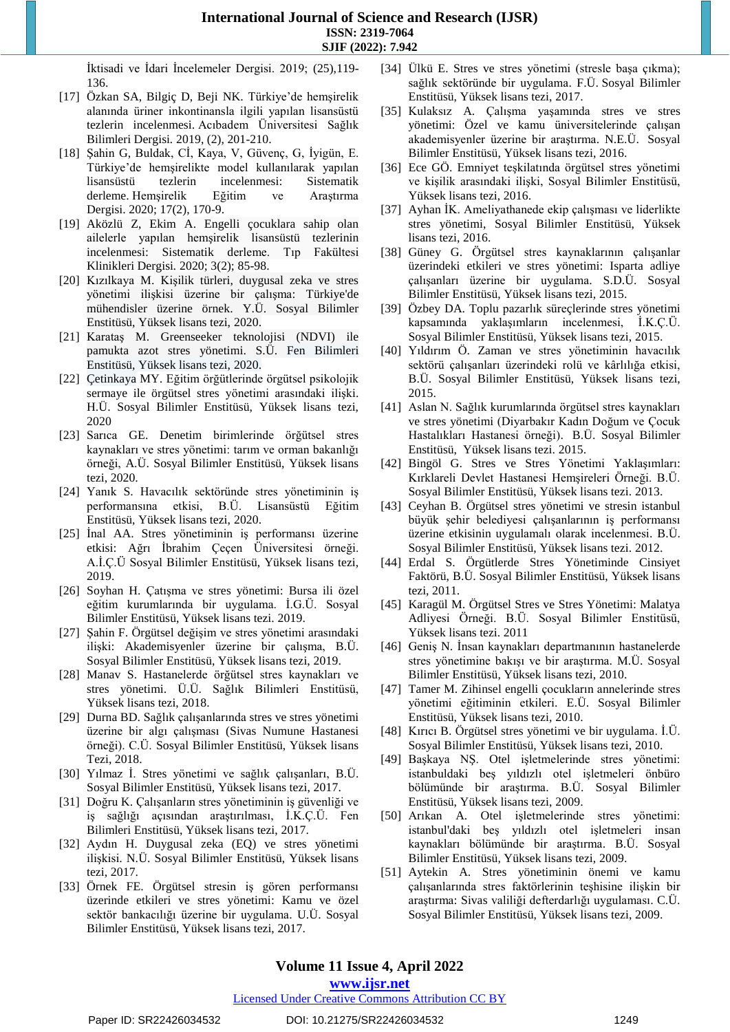İktisadi ve İdari İncelemeler Dergisi. 2019; (25),119-136.

[17] Özkan SA, Bilgiç D, Beji NK. Türkiye'de hemşirelik alanında üriner inkontinansla ilgili yapılan lisansüstü tezlerin incelenmesi. Acıbadem Üniversitesi Sağlık Bilimleri Dergisi. 2019, (2), 201-210.

[18] Şahin G, Buldak, Cİ, Kaya, V, Güvenç, G, İyigün, E. Türkiye'de hemşirelikte model kullanılarak yapılan lisansüstü tezlerin incelenmesi: Sistematik derleme. Hemşirelik Eğitim ve Araştırma Dergisi. 2020; 17(2), 170-9.

[19] Aközlü Z, Ekim A. Engelli çocuklara sahip olan ailelerle yapılan hemşirelik lisansüstü tezlerinin incelenmesi: Sistematik derleme. Tıp Fakültesi Klinikleri Dergisi. 2020; 3(2); 85-98.

[20] Kızılkaya M. Kişilik türleri, duygusal zeka ve stres yönetimi ilişkisi üzerine bir çalışma: Türkiye'de mühendisler üzerine örnek. Y.Ü. Sosyal Bilimler Enstitüsü, Yüksek lisans tezi, 2020.

[21] Karataş M. Greenseeker teknolojisi (NDVI) ile pamukta azot stres yönetimi. S.Ü. Fen Bilimleri Enstitüsü, Yüksek lisans tezi, 2020.

[22] Çetinkaya MY. Eğitim örğütlerinde örgütsel psikolojik sermaye ile örgütsel stres yönetimi arasındaki ilişki. H.Ü. Sosyal Bilimler Enstitüsü, Yüksek lisans tezi, 2020

[23] Sarıca GE. Denetim birimlerinde örğütsel stres kaynakları ve stres yönetimi: tarım ve orman bakanlığı örneği, A.Ü. Sosyal Bilimler Enstitüsü, Yüksek lisans tezi, 2020.

[24] Yanık S. Havacılık sektöründe stres yönetiminin iş performansına etkisi, B.Ü. Lisansüstü Eğitim Enstitüsü, Yüksek lisans tezi, 2020.

[25] İnal AA. Stres yönetiminin iş performansı üzerine etkisi: Ağrı İbrahim Çeçen Üniversitesi örneği. A.İ.Ç.Ü Sosyal Bilimler Enstitüsü, Yüksek lisans tezi, 2019.

[26] Soyhan H. Çatışma ve stres yönetimi: Bursa ili özel eğitim kurumlarında bir uygulama. İ.G.Ü. Sosyal Bilimler Enstitüsü, Yüksek lisans tezi. 2019.

[27] Şahin F. Örgütsel değişim ve stres yönetimi arasındaki ilişki: Akademisyenler üzerine bir çalışma, B.Ü. Sosyal Bilimler Enstitüsü, Yüksek lisans tezi, 2019.

[28] Manav S. Hastanelerde örğütsel stres kaynakları ve stres yönetimi. Ü.Ü. Sağlık Bilimleri Enstitüsü, Yüksek lisans tezi, 2018.

[29] Durna BD. Sağlık çalışanlarında stres ve stres yönetimi üzerine bir algı çalışması (Sivas Numune Hastanesi örneği). C.Ü. Sosyal Bilimler Enstitüsü, Yüksek lisans Tezi, 2018.

[30] Yılmaz İ. Stres yönetimi ve sağlık çalışanları, B.Ü. Sosyal Bilimler Enstitüsü, Yüksek lisans tezi, 2017.

[31] Doğru K. Çalışanların stres yönetiminin iş güvenliği ve iş sağlığı açısından araştırılması, İ.K.Ç.Ü. Fen Bilimleri Enstitüsü, Yüksek lisans tezi, 2017.

[32] Aydın H. Duygusal zeka (EQ) ve stres yönetimi ilişkisi. N.Ü. Sosyal Bilimler Enstitüsü, Yüksek lisans tezi, 2017.

[33] Örnek FE. Örgütsel stresin iş gören performansı üzerinde etkileri ve stres yönetimi: Kamu ve özel sektör bankacılığı üzerine bir uygulama. U.Ü. Sosyal Bilimler Enstitüsü, Yüksek lisans tezi, 2017.

[34] Ülkü E. Stres ve stres yönetimi (stresle başa çıkma); sağlık sektöründe bir uygulama. F.Ü. Sosyal Bilimler Enstitüsü, Yüksek lisans tezi, 2017.

[35] Kulaksız A. Çalışma yaşamında stres ve stres yönetimi: Özel ve kamu üniversitelerinde çalışan akademisyenler üzerine bir araştırma. N.E.Ü. Sosyal Bilimler Enstitüsü, Yüksek lisans tezi, 2016.

[36] Ece GÖ. Emniyet teşkilatında örgütsel stres yönetimi ve kişilik arasındaki ilişki, Sosyal Bilimler Enstitüsü, Yüksek lisans tezi, 2016.

[37] Ayhan İK. Ameliyathanede ekip çalışması ve liderlikte stres yönetimi, Sosyal Bilimler Enstitüsü, Yüksek lisans tezi, 2016.

[38] Güney G. Örgütsel stres kaynaklarının çalışanlar üzerindeki etkileri ve stres yönetimi: Isparta adliye çalışanları üzerine bir uygulama. S.D.Ü. Sosyal Bilimler Enstitüsü, Yüksek lisans tezi, 2015.

[39] Özbey DA. Toplu pazarlık süreçlerinde stres yönetimi kapsamında yaklaşımların incelenmesi, İ.K.Ç.Ü. Sosyal Bilimler Enstitüsü, Yüksek lisans tezi, 2015.

[40] Yıldırım Ö. Zaman ve stres yönetiminin havacılık sektörü çalışanları üzerindeki rolü ve kârlılığa etkisi, B.Ü. Sosyal Bilimler Enstitüsü, Yüksek lisans tezi, 2015.

[41] Aslan N. Sağlık kurumlarında örgütsel stres kaynakları ve stres yönetimi (Diyarbakır Kadın Doğum ve Çocuk Hastalıkları Hastanesi örneği). B.Ü. Sosyal Bilimler Enstitüsü, Yüksek lisans tezi. 2015.

[42] Bingöl G. Stres ve Stres Yönetimi Yaklaşımları: Kırklareli Devlet Hastanesi Hemşireleri Örneği. B.Ü. Sosyal Bilimler Enstitüsü, Yüksek lisans tezi. 2013.

[43] Ceyhan B. Örgütsel stres yönetimi ve stresin istanbul büyük şehir belediyesi çalışanlarının iş performansı üzerine etkisinin uygulamalı olarak incelenmesi. B.Ü. Sosyal Bilimler Enstitüsü, Yüksek lisans tezi. 2012.

[44] Erdal S. Örgütlerde Stres Yönetiminde Cinsiyet Faktörü, B.Ü. Sosyal Bilimler Enstitüsü, Yüksek lisans tezi, 2011.

[45] Karagül M. Örgütsel Stres ve Stres Yönetimi: Malatya Adliyesi Örneği. B.Ü. Sosyal Bilimler Enstitüsü, Yüksek lisans tezi. 2011

[46] Geniş N. İnsan kaynakları departmanının hastanelerde stres yönetimine bakışı ve bir araştırma. M.Ü. Sosyal Bilimler Enstitüsü, Yüksek lisans tezi, 2010.

[47] Tamer M. Zihinsel engelli çocukların annelerinde stres yönetimi eğitiminin etkileri. E.Ü. Sosyal Bilimler Enstitüsü, Yüksek lisans tezi, 2010.

[48] Kırıcı B. Örgütsel stres yönetimi ve bir uygulama. İ.Ü. Sosyal Bilimler Enstitüsü, Yüksek lisans tezi, 2010.

[49] Başkaya NŞ. Otel işletmelerinde stres yönetimi: istanbuldaki beş yıldızlı otel işletmeleri önbüro bölümünde bir araştırma. B.Ü. Sosyal Bilimler Enstitüsü, Yüksek lisans tezi, 2009.

[50] Arıkan A. Otel işletmelerinde stres yönetimi: istanbul'daki beş yıldızlı otel işletmeleri insan kaynakları bölümünde bir araştırma. B.Ü. Sosyal Bilimler Enstitüsü, Yüksek lisans tezi, 2009.

[51] Aytekin A. Stres yönetiminin önemi ve kamu çalışanlarında stres faktörlerinin teşhisine ilişkin bir araştırma: Sivas valiliği defterdarlığı uygulaması. C.Ü. Sosyal Bilimler Enstitüsü, Yüksek lisans tezi, 2009.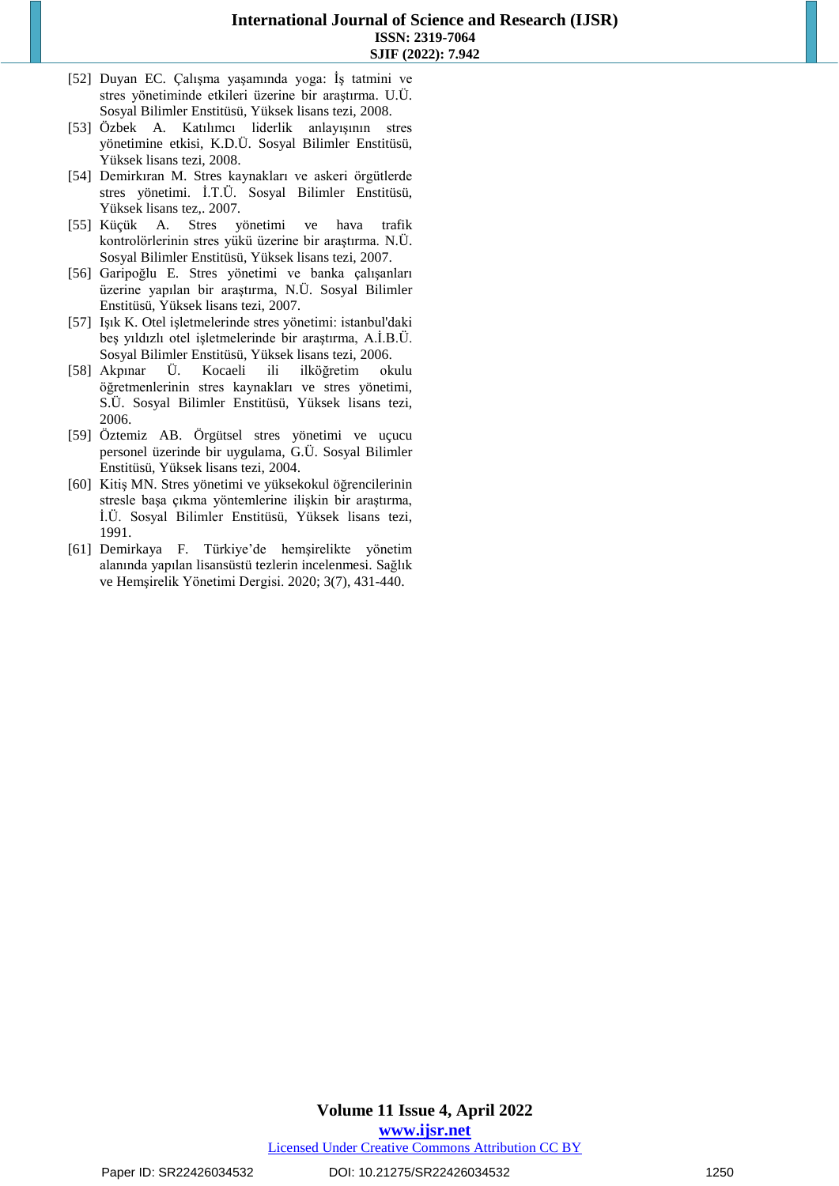[52] Duyan EC. Çalışma yaşamında yoga: İş tatmini ve stres yönetiminde etkileri üzerine bir araştırma. U.Ü. Sosyal Bilimler Enstitüsü, Yüksek lisans tezi, 2008.

[53] Özbek A. Katılımcı liderlik anlayışının stres yönetimine etkisi, K.D.Ü. Sosyal Bilimler Enstitüsü, Yüksek lisans tezi, 2008.

[54] Demirkıran M. Stres kaynakları ve askeri örgütlerde stres yönetimi. İ.T.Ü. Sosyal Bilimler Enstitüsü, Yüksek lisans tez,. 2007.

[55] Küçük A. Stres yönetimi ve hava trafik kontrolörlerinin stres yükü üzerine bir araştırma. N.Ü. Sosyal Bilimler Enstitüsü, Yüksek lisans tezi, 2007.

[56] Garipoğlu E. Stres yönetimi ve banka çalışanları üzerine yapılan bir araştırma, N.Ü. Sosyal Bilimler Enstitüsü, Yüksek lisans tezi, 2007.

[57] Işık K. Otel işletmelerinde stres yönetimi: istanbul'daki beş yıldızlı otel işletmelerinde bir araştırma, A.İ.B.Ü. Sosyal Bilimler Enstitüsü, Yüksek lisans tezi, 2006.

[58] Akpınar Ü. Kocaeli ili ilköğretim okulu öğretmenlerinin stres kaynakları ve stres yönetimi, S.Ü. Sosyal Bilimler Enstitüsü, Yüksek lisans tezi, 2006.

[59] Öztemiz AB. Örgütsel stres yönetimi ve uçucu personel üzerinde bir uygulama, G.Ü. Sosyal Bilimler Enstitüsü, Yüksek lisans tezi, 2004.

[60] Kitiş MN. Stres yönetimi ve yüksekokul öğrencilerinin stresle başa çıkma yöntemlerine ilişkin bir araştırma, İ.Ü. Sosyal Bilimler Enstitüsü, Yüksek lisans tezi, 1991.

[61] Demirkaya F. Türkiye'de hemşirelikte yönetim alanında yapılan lisansüstü tezlerin incelenmesi. Sağlık ve Hemşirelik Yönetimi Dergisi. 2020; 3(7), 431-440.